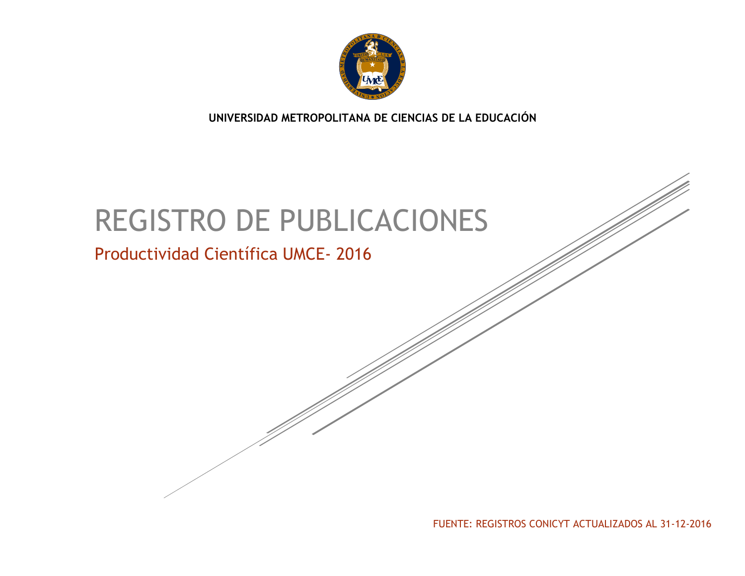**UNIVERSIDAD METROPOLITANA DE CIENCIAS DE LA EDUCACIÓN**

# REGISTRO DE PUBLICACIONES

## Productividad Científica UMCE- 2016

FUENTE: REGISTROS CONICYT ACTUALIZADOS AL 31-12-2016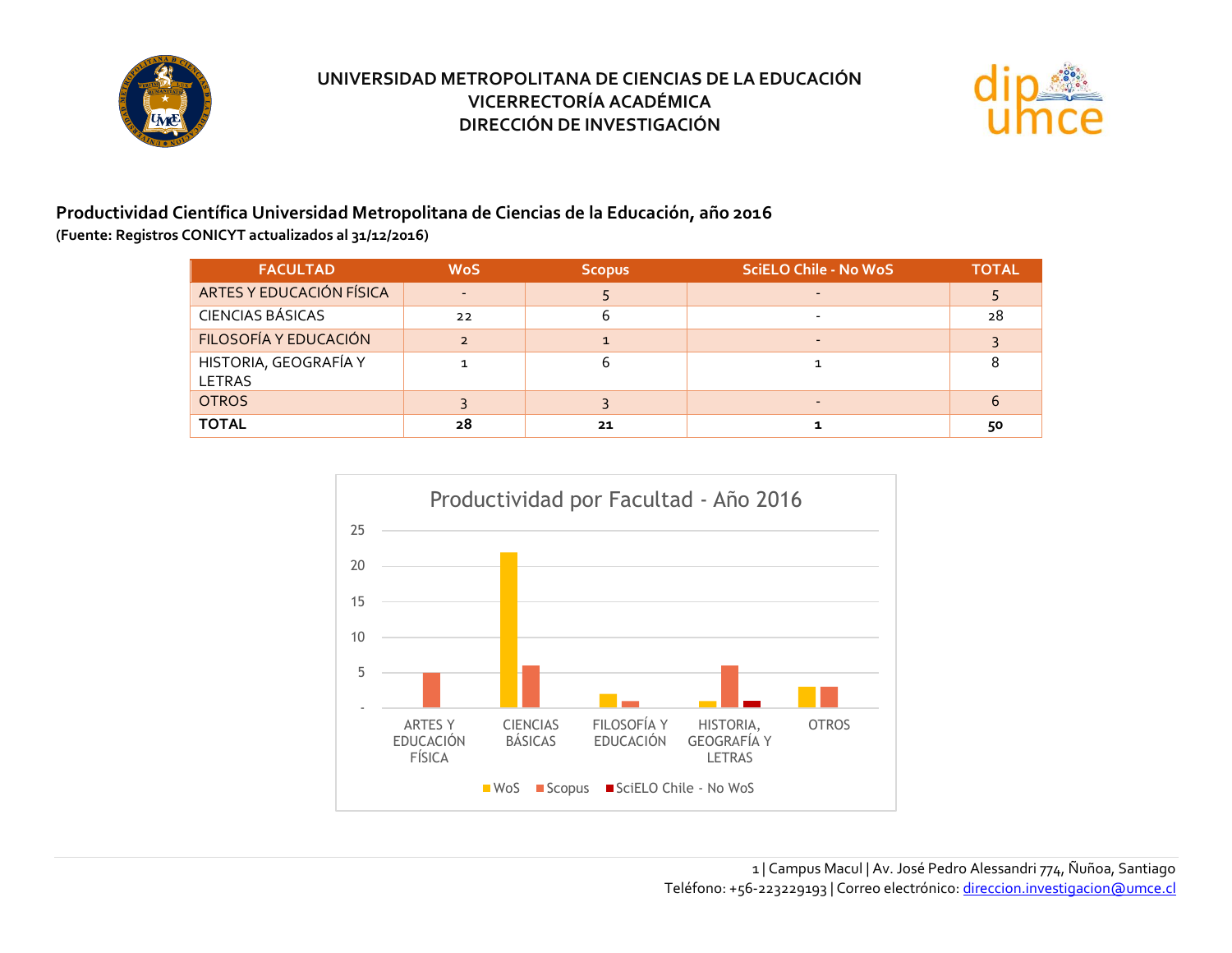UNIVERSIDAD METROPOLITANA DE CIENCIAS DE LA EDUCACIÓN
VICERRECTORÍA ACADÉMICA
DIRECCIÓN DE INVESTIGACIÓN

**Productividad Científica Universidad Metropolitana de Ciencias de la Educación, año 2016**
**(Fuente: Registros CONICYT actualizados al 31/12/2016)**

| FACULTAD | WoS | Scopus | SciELO Chile - No WoS | TOTAL |
|---|---|---|---|---|
| ARTES Y EDUCACIÓN FÍSICA | - | 5 | - | 5 |
| CIENCIAS BÁSICAS | 22 | 6 | - | 28 |
| FILOSOFÍA Y EDUCACIÓN | 2 | 1 | - | 3 |
| HISTORIA, GEOGRAFÍA Y LETRAS | 1 | 6 | 1 | 8 |
| OTROS | 3 | 3 | - | 6 |
| **TOTAL** | **28** | **21** | **1** | **50** |

**Productividad por Facultad - Año 2016**

| Facultad | WoS | Scopus | SciELO Chile - No WoS |
|---|---|---|---|
| ARTES Y EDUCACIÓN FÍSICA | - | 5 | - |
| CIENCIAS BÁSICAS | 22 | 6 | - |
| FILOSOFÍA Y EDUCACIÓN | 2 | 1 | - |
| HISTORIA, GEOGRAFÍA Y LETRAS | 1 | 6 | 1 |
| OTROS | 3 | 3 | - |

Campus Macul | Av. José Pedro Alessandri 774, Ñuñoa, Santiago
Teléfono: +56-223229193 | Correo electrónico: direccion.investigacion@umce.cl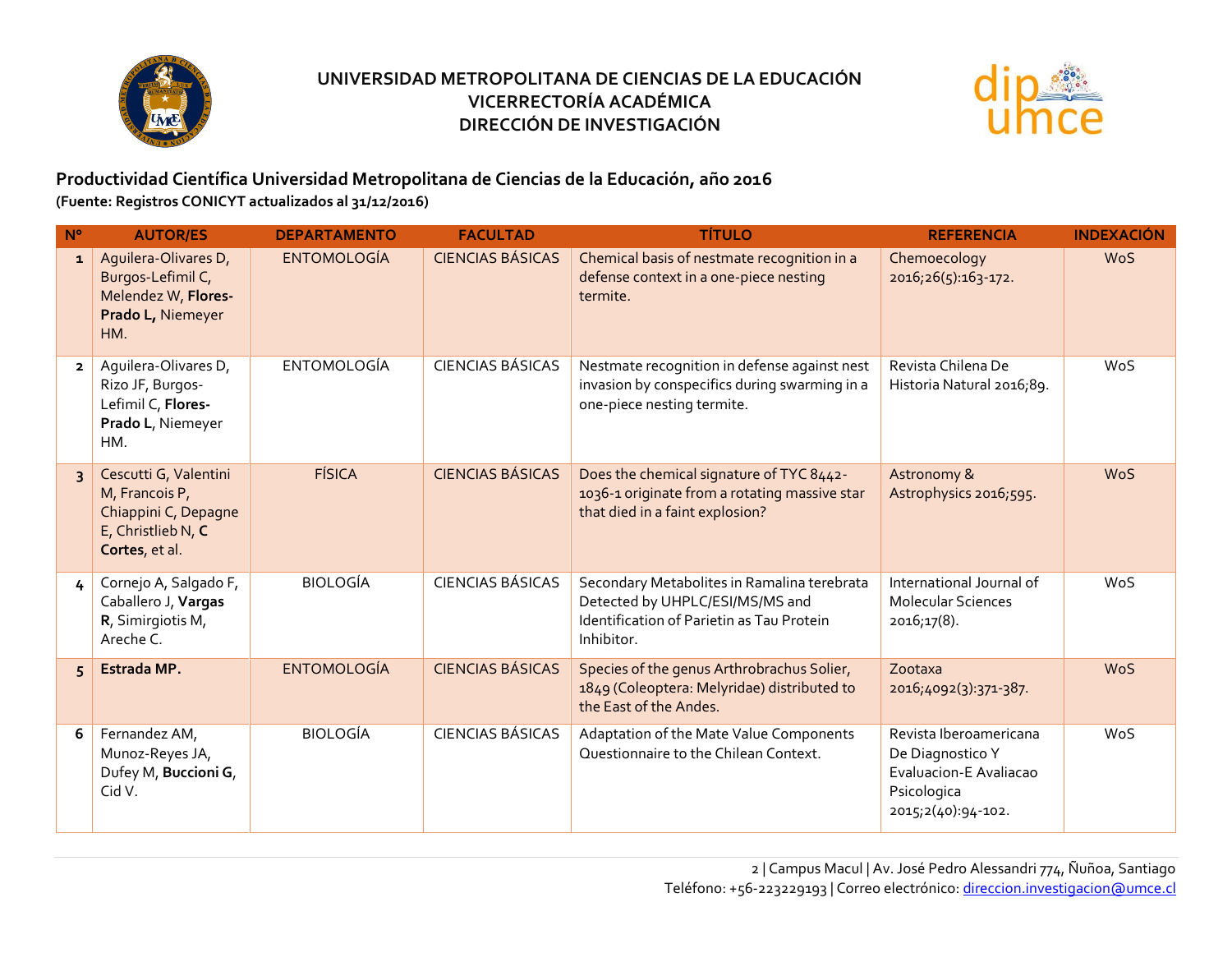**UNIVERSIDAD METROPOLITANA DE CIENCIAS DE LA EDUCACIÓN**
**VICERRECTORÍA ACADÉMICA**
**DIRECCIÓN DE INVESTIGACIÓN**

## Productividad Científica Universidad Metropolitana de Ciencias de la Educación, año 2016

**(Fuente: Registros CONICYT actualizados al 31/12/2016)**

| Nº | AUTOR/ES | DEPARTAMENTO | FACULTAD | TÍTULO | REFERENCIA | INDEXACIÓN |
|---|---|---|---|---|---|---|
| 1 | Aguilera-Olivares D, Burgos-Lefimil C, Melendez W, **Flores-Prado L,** Niemeyer HM. | ENTOMOLOGÍA | CIENCIAS BÁSICAS | Chemical basis of nestmate recognition in a defense context in a one-piece nesting termite. | Chemoecology 2016;26(5):163-172. | WoS |
| 2 | Aguilera-Olivares D, Rizo JF, Burgos-Lefimil C, **Flores-Prado L**, Niemeyer HM. | ENTOMOLOGÍA | CIENCIAS BÁSICAS | Nestmate recognition in defense against nest invasion by conspecifics during swarming in a one-piece nesting termite. | Revista Chilena De Historia Natural 2016;89. | WoS |
| 3 | Cescutti G, Valentini M, Francois P, Chiappini C, Depagne E, Christlieb N, **C Cortes**, et al. | FÍSICA | CIENCIAS BÁSICAS | Does the chemical signature of TYC 8442-1036-1 originate from a rotating massive star that died in a faint explosion? | Astronomy & Astrophysics 2016;595. | WoS |
| 4 | Cornejo A, Salgado F, Caballero J, **Vargas R**, Simirgiotis M, Areche C. | BIOLOGÍA | CIENCIAS BÁSICAS | Secondary Metabolites in Ramalina terebrata Detected by UHPLC/ESI/MS/MS and Identification of Parietin as Tau Protein Inhibitor. | International Journal of Molecular Sciences 2016;17(8). | WoS |
| 5 | **Estrada MP.** | ENTOMOLOGÍA | CIENCIAS BÁSICAS | Species of the genus Arthrobrachus Solier, 1849 (Coleoptera: Melyridae) distributed to the East of the Andes. | Zootaxa 2016;4092(3):371-387. | WoS |
| 6 | Fernandez AM, Munoz-Reyes JA, Dufey M, **Buccioni G**, Cid V. | BIOLOGÍA | CIENCIAS BÁSICAS | Adaptation of the Mate Value Components Questionnaire to the Chilean Context. | Revista Iberoamericana De Diagnostico Y Evaluacion-E Avaliacao Psicologica 2015;2(40):94-102. | WoS |

Campus Macul | Av. José Pedro Alessandri 774, Ñuñoa, Santiago
Teléfono: +56-223229193 | Correo electrónico: direccion.investigacion@umce.cl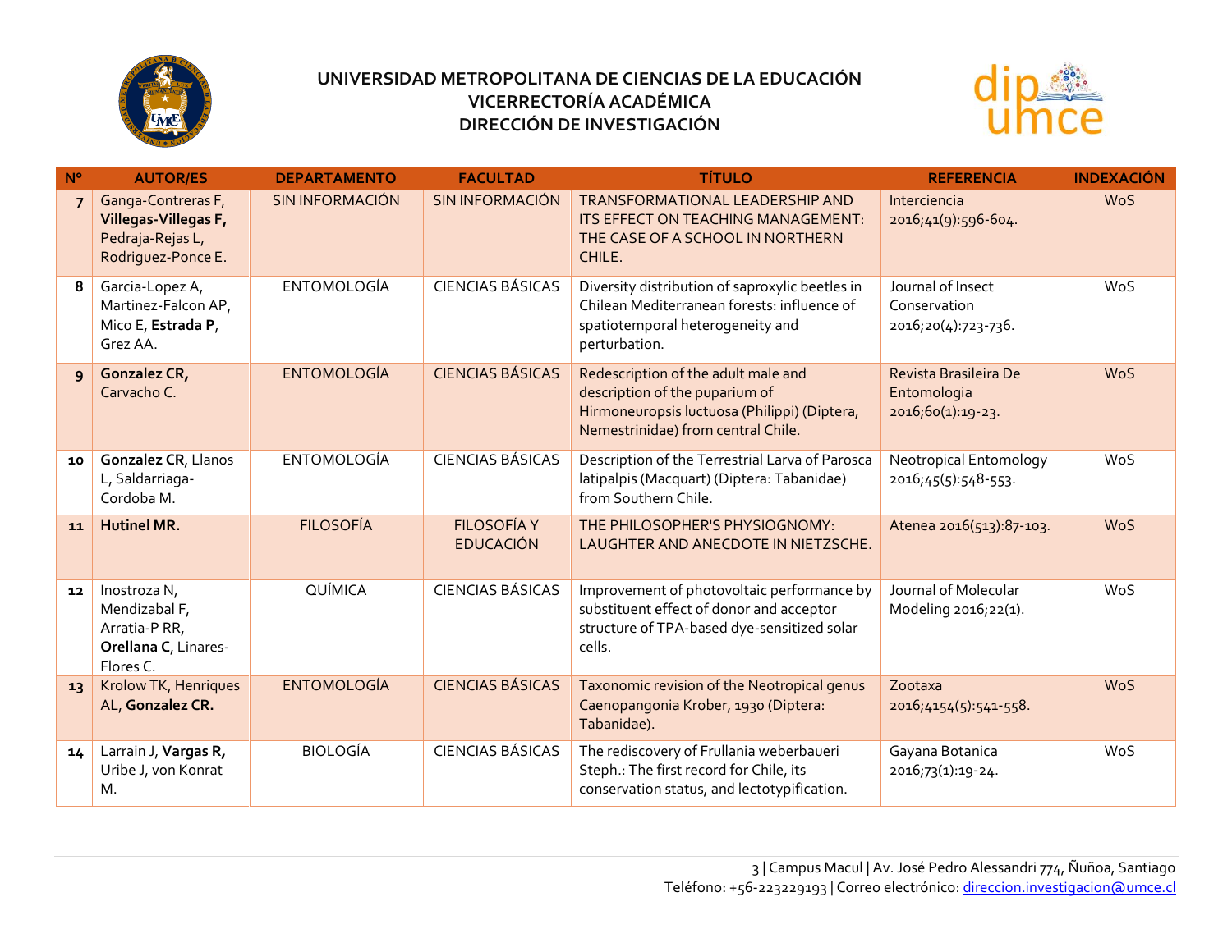**UNIVERSIDAD METROPOLITANA DE CIENCIAS DE LA EDUCACIÓN**
**VICERRECTORÍA ACADÉMICA**
**DIRECCIÓN DE INVESTIGACIÓN**

| Nº | AUTOR/ES | DEPARTAMENTO | FACULTAD | TÍTULO | REFERENCIA | INDEXACIÓN |
|---|---|---|---|---|---|---|
| 7 | Ganga-Contreras F, **Villegas-Villegas F,** Pedraja-Rejas L, Rodriguez-Ponce E. | SIN INFORMACIÓN | SIN INFORMACIÓN | TRANSFORMATIONAL LEADERSHIP AND ITS EFFECT ON TEACHING MANAGEMENT: THE CASE OF A SCHOOL IN NORTHERN CHILE. | Interciencia 2016;41(9):596-604. | WoS |
| 8 | Garcia-Lopez A, Martinez-Falcon AP, Mico E, **Estrada P**, Grez AA. | ENTOMOLOGÍA | CIENCIAS BÁSICAS | Diversity distribution of saproxylic beetles in Chilean Mediterranean forests: influence of spatiotemporal heterogeneity and perturbation. | Journal of Insect Conservation 2016;20(4):723-736. | WoS |
| 9 | **Gonzalez CR,** Carvacho C. | ENTOMOLOGÍA | CIENCIAS BÁSICAS | Redescription of the adult male and description of the puparium of Hirmoneuropsis luctuosa (Philippi) (Diptera, Nemestrinidae) from central Chile. | Revista Brasileira De Entomologia 2016;60(1):19-23. | WoS |
| 10 | **Gonzalez CR**, Llanos L, Saldarriaga-Cordoba M. | ENTOMOLOGÍA | CIENCIAS BÁSICAS | Description of the Terrestrial Larva of Parosca latipalpis (Macquart) (Diptera: Tabanidae) from Southern Chile. | Neotropical Entomology 2016;45(5):548-553. | WoS |
| 11 | **Hutinel MR.** | FILOSOFÍA | FILOSOFÍA Y EDUCACIÓN | THE PHILOSOPHER'S PHYSIOGNOMY: LAUGHTER AND ANECDOTE IN NIETZSCHE. | Atenea 2016(513):87-103. | WoS |
| 12 | Inostroza N, Mendizabal F, Arratia-P RR, **Orellana C**, Linares-Flores C. | QUÍMICA | CIENCIAS BÁSICAS | Improvement of photovoltaic performance by substituent effect of donor and acceptor structure of TPA-based dye-sensitized solar cells. | Journal of Molecular Modeling 2016;22(1). | WoS |
| 13 | Krolow TK, Henriques AL, **Gonzalez CR.** | ENTOMOLOGÍA | CIENCIAS BÁSICAS | Taxonomic revision of the Neotropical genus Caenopangonia Krober, 1930 (Diptera: Tabanidae). | Zootaxa 2016;4154(5):541-558. | WoS |
| 14 | Larrain J, **Vargas R,** Uribe J, von Konrat M. | BIOLOGÍA | CIENCIAS BÁSICAS | The rediscovery of Frullania weberbaueri Steph.: The first record for Chile, its conservation status, and lectotypification. | Gayana Botanica 2016;73(1):19-24. | WoS |

Campus Macul | Av. José Pedro Alessandri 774, Ñuñoa, Santiago
Teléfono: +56-223229193 | Correo electrónico: direccion.investigacion@umce.cl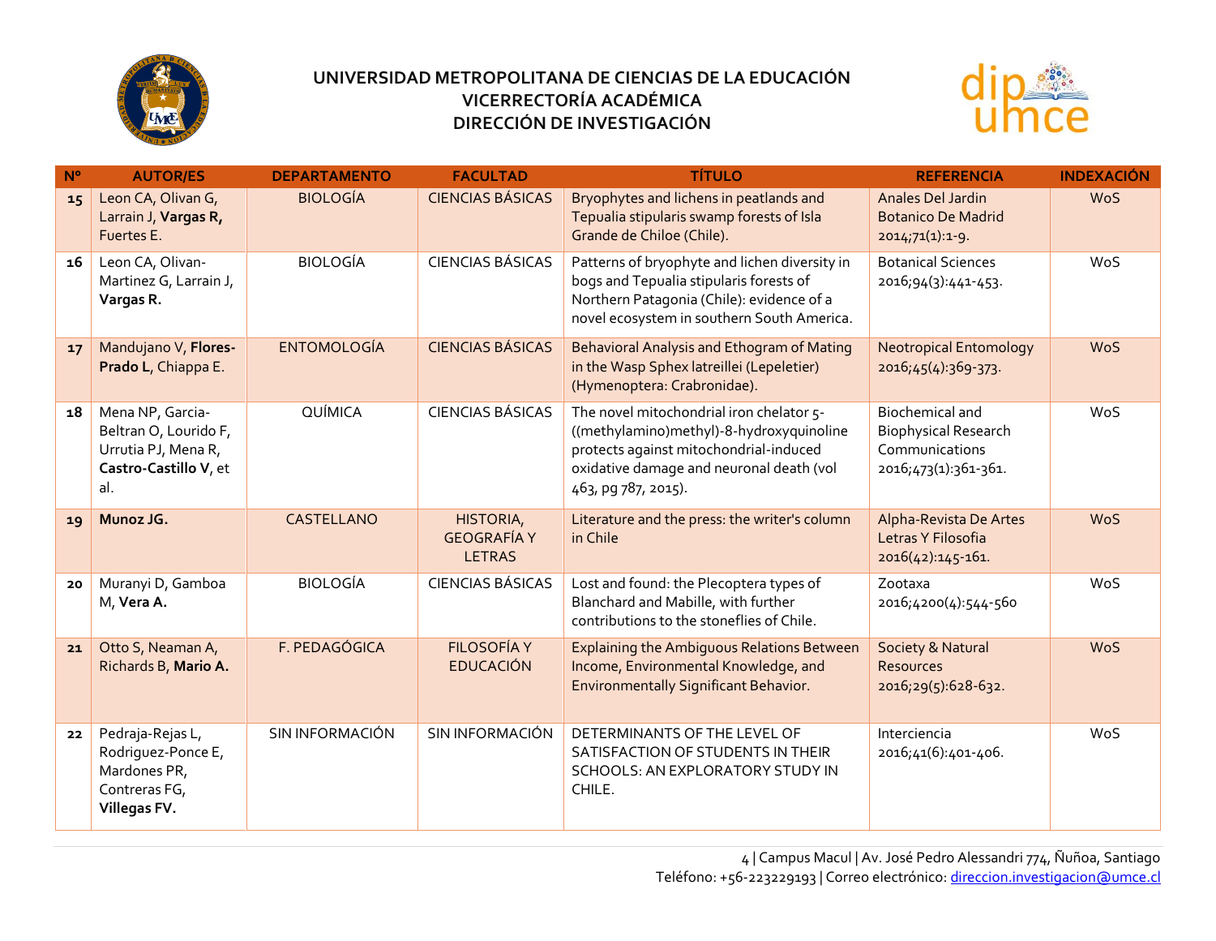# UNIVERSIDAD METROPOLITANA DE CIENCIAS DE LA EDUCACIÓN
## VICERRECTORÍA ACADÉMICA
## DIRECCIÓN DE INVESTIGACIÓN

| Nº | AUTOR/ES | DEPARTAMENTO | FACULTAD | TÍTULO | REFERENCIA | INDEXACIÓN |
|---|---|---|---|---|---|---|
| 15 | Leon CA, Olivan G, Larrain J, **Vargas R,** Fuertes E. | BIOLOGÍA | CIENCIAS BÁSICAS | Bryophytes and lichens in peatlands and Tepualia stipularis swamp forests of Isla Grande de Chiloe (Chile). | Anales Del Jardin Botanico De Madrid 2014;71(1):1-9. | WoS |
| 16 | Leon CA, Olivan-Martinez G, Larrain J, **Vargas R.** | BIOLOGÍA | CIENCIAS BÁSICAS | Patterns of bryophyte and lichen diversity in bogs and Tepualia stipularis forests of Northern Patagonia (Chile): evidence of a novel ecosystem in southern South America. | Botanical Sciences 2016;94(3):441-453. | WoS |
| 17 | Mandujano V, **Flores-Prado L**, Chiappa E. | ENTOMOLOGÍA | CIENCIAS BÁSICAS | Behavioral Analysis and Ethogram of Mating in the Wasp Sphex latreillei (Lepeletier) (Hymenoptera: Crabronidae). | Neotropical Entomology 2016;45(4):369-373. | WoS |
| 18 | Mena NP, Garcia-Beltran O, Lourido F, Urrutia PJ, Mena R, **Castro-Castillo V**, et al. | QUÍMICA | CIENCIAS BÁSICAS | The novel mitochondrial iron chelator 5-((methylamino)methyl)-8-hydroxyquinoline protects against mitochondrial-induced oxidative damage and neuronal death (vol 463, pg 787, 2015). | Biochemical and Biophysical Research Communications 2016;473(1):361-361. | WoS |
| 19 | **Munoz JG.** | CASTELLANO | HISTORIA, GEOGRAFÍA Y LETRAS | Literature and the press: the writer's column in Chile | Alpha-Revista De Artes Letras Y Filosofia 2016(42):145-161. | WoS |
| 20 | Muranyi D, Gamboa M, **Vera A.** | BIOLOGÍA | CIENCIAS BÁSICAS | Lost and found: the Plecoptera types of Blanchard and Mabille, with further contributions to the stoneflies of Chile. | Zootaxa 2016;4200(4):544-560 | WoS |
| 21 | Otto S, Neaman A, Richards B, **Mario A.** | F. PEDAGÓGICA | FILOSOFÍA Y EDUCACIÓN | Explaining the Ambiguous Relations Between Income, Environmental Knowledge, and Environmentally Significant Behavior. | Society & Natural Resources 2016;29(5):628-632. | WoS |
| 22 | Pedraja-Rejas L, Rodriguez-Ponce E, Mardones PR, Contreras FG, **Villegas FV.** | SIN INFORMACIÓN | SIN INFORMACIÓN | DETERMINANTS OF THE LEVEL OF SATISFACTION OF STUDENTS IN THEIR SCHOOLS: AN EXPLORATORY STUDY IN CHILE. | Interciencia 2016;41(6):401-406. | WoS |

Campus Macul | Av. José Pedro Alessandri 774, Ñuñoa, Santiago
Teléfono: +56-223229193 | Correo electrónico: direccion.investigacion@umce.cl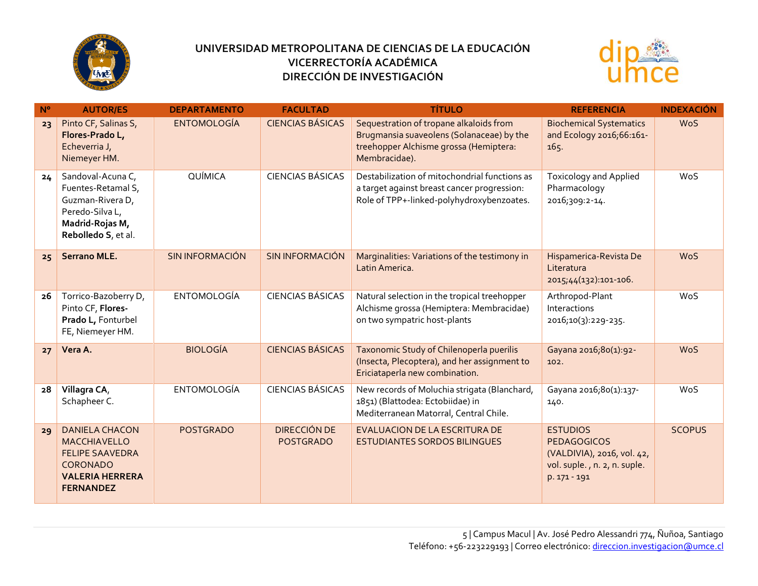| N° | AUTOR/ES | DEPARTAMENTO | FACULTAD | TÍTULO | REFERENCIA | INDEXACIÓN |
|---|---|---|---|---|---|---|
| 23 | Pinto CF, Salinas S, **Flores-Prado L,** Echeverria J, Niemeyer HM. | ENTOMOLOGÍA | CIENCIAS BÁSICAS | Sequestration of tropane alkaloids from Brugmansia suaveolens (Solanaceae) by the treehopper Alchisme grossa (Hemiptera: Membracidae). | Biochemical Systematics and Ecology 2016;66:161-165. | WoS |
| 24 | Sandoval-Acuna C, Fuentes-Retamal S, Guzman-Rivera D, Peredo-Silva L, **Madrid-Rojas M, Rebolledo S**, et al. | QUÍMICA | CIENCIAS BÁSICAS | Destabilization of mitochondrial functions as a target against breast cancer progression: Role of TPP+-linked-polyhydroxybenzoates. | Toxicology and Applied Pharmacology 2016;309:2-14. | WoS |
| 25 | **Serrano MLE.** | SIN INFORMACIÓN | SIN INFORMACIÓN | Marginalities: Variations of the testimony in Latin America. | Hispamerica-Revista De Literatura 2015;44(132):101-106. | WoS |
| 26 | Torrico-Bazoberry D, Pinto CF, **Flores-Prado L,** Fonturbel FE, Niemeyer HM. | ENTOMOLOGÍA | CIENCIAS BÁSICAS | Natural selection in the tropical treehopper Alchisme grossa (Hemiptera: Membracidae) on two sympatric host-plants | Arthropod-Plant Interactions 2016;10(3):229-235. | WoS |
| 27 | **Vera A.** | BIOLOGÍA | CIENCIAS BÁSICAS | Taxonomic Study of Chilenoperla puerilis (Insecta, Plecoptera), and her assignment to Ericiataperla new combination. | Gayana 2016;80(1):92-102. | WoS |
| 28 | **Villagra CA**, Schapheer C. | ENTOMOLOGÍA | CIENCIAS BÁSICAS | New records of Moluchia strigata (Blanchard, 1851) (Blattodea: Ectobiidae) in Mediterranean Matorral, Central Chile. | Gayana 2016;80(1):137-140. | WoS |
| 29 | DANIELA CHACON MACCHIAVELLO FELIPE SAAVEDRA CORONADO **VALERIA HERRERA FERNANDEZ** | POSTGRADO | DIRECCIÓN DE POSTGRADO | EVALUACION DE LA ESCRITURA DE ESTUDIANTES SORDOS BILINGUES | ESTUDIOS PEDAGOGICOS (VALDIVIA), 2016, vol. 42, vol. suple. , n. 2, n. suple. p. 171 - 191 | SCOPUS |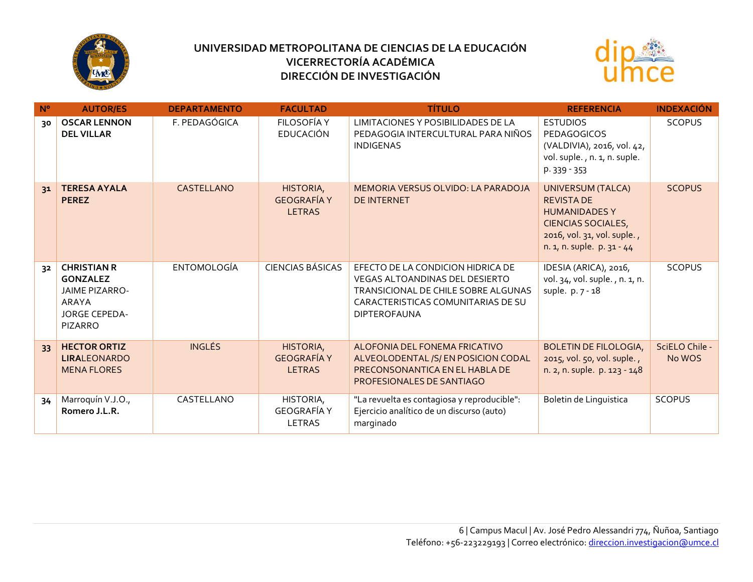**UNIVERSIDAD METROPOLITANA DE CIENCIAS DE LA EDUCACIÓN**
**VICERRECTORÍA ACADÉMICA**
**DIRECCIÓN DE INVESTIGACIÓN**

| Nº | AUTOR/ES | DEPARTAMENTO | FACULTAD | TÍTULO | REFERENCIA | INDEXACIÓN |
|---|---|---|---|---|---|---|
| 30 | **OSCAR LENNON DEL VILLAR** | F. PEDAGÓGICA | FILOSOFÍA Y EDUCACIÓN | LIMITACIONES Y POSIBILIDADES DE LA PEDAGOGIA INTERCULTURAL PARA NIÑOS INDIGENAS | ESTUDIOS PEDAGOGICOS (VALDIVIA), 2016, vol. 42, vol. suple. , n. 1, n. suple. p. 339 - 353 | SCOPUS |
| 31 | **TERESA AYALA PEREZ** | CASTELLANO | HISTORIA, GEOGRAFÍA Y LETRAS | MEMORIA VERSUS OLVIDO: LA PARADOJA DE INTERNET | UNIVERSUM (TALCA) REVISTA DE HUMANIDADES Y CIENCIAS SOCIALES, 2016, vol. 31, vol. suple. , n. 1, n. suple. p. 31 - 44 | SCOPUS |
| 32 | **CHRISTIAN R GONZALEZ** JAIME PIZARRO-ARAYA JORGE CEPEDA-PIZARRO | ENTOMOLOGÍA | CIENCIAS BÁSICAS | EFECTO DE LA CONDICION HIDRICA DE VEGAS ALTOANDINAS DEL DESIERTO TRANSICIONAL DE CHILE SOBRE ALGUNAS CARACTERISTICAS COMUNITARIAS DE SU DIPTEROFAUNA | IDESIA (ARICA), 2016, vol. 34, vol. suple. , n. 1, n. suple. p. 7 - 18 | SCOPUS |
| 33 | **HECTOR ORTIZ LIRA**LEONARDO MENA FLORES | INGLÉS | HISTORIA, GEOGRAFÍA Y LETRAS | ALOFONIA DEL FONEMA FRICATIVO ALVEOLODENTAL /S/ EN POSICION CODAL PRECONSONANTICA EN EL HABLA DE PROFESIONALES DE SANTIAGO | BOLETIN DE FILOLOGIA, 2015, vol. 50, vol. suple. , n. 2, n. suple. p. 123 - 148 | SciELO Chile - No WOS |
| 34 | Marroquín V.J.O., **Romero J.L.R.** | CASTELLANO | HISTORIA, GEOGRAFÍA Y LETRAS | "La revuelta es contagiosa y reproducible": Ejercicio analítico de un discurso (auto) marginado | Boletin de Linguistica | SCOPUS |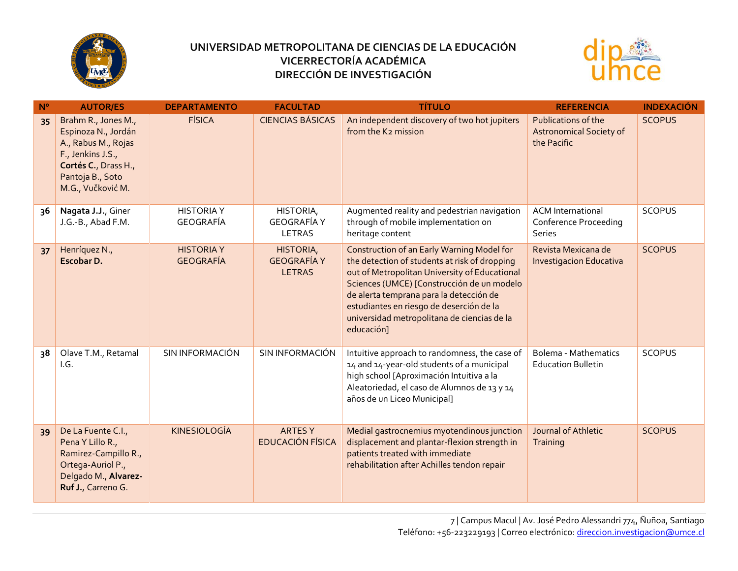# UNIVERSIDAD METROPOLITANA DE CIENCIAS DE LA EDUCACIÓN
## VICERRECTORÍA ACADÉMICA
## DIRECCIÓN DE INVESTIGACIÓN

| Nº | AUTOR/ES | DEPARTAMENTO | FACULTAD | TÍTULO | REFERENCIA | INDEXACIÓN |
|---|---|---|---|---|---|---|
| 35 | Brahm R., Jones M., Espinoza N., Jordán A., Rabus M., Rojas F., Jenkins J.S., **Cortés C.**, Drass H., Pantoja B., Soto M.G., Vučković M. | FÍSICA | CIENCIAS BÁSICAS | An independent discovery of two hot jupiters from the K2 mission | Publications of the Astronomical Society of the Pacific | SCOPUS |
| 36 | **Nagata J.J.**, Giner J.G.-B., Abad F.M. | HISTORIA Y GEOGRAFÍA | HISTORIA, GEOGRAFÍA Y LETRAS | Augmented reality and pedestrian navigation through of mobile implementation on heritage content | ACM International Conference Proceeding Series | SCOPUS |
| 37 | Henríquez N., **Escobar D.** | HISTORIA Y GEOGRAFÍA | HISTORIA, GEOGRAFÍA Y LETRAS | Construction of an Early Warning Model for the detection of students at risk of dropping out of Metropolitan University of Educational Sciences (UMCE) [Construcción de un modelo de alerta temprana para la detección de estudiantes en riesgo de deserción de la universidad metropolitana de ciencias de la educación] | Revista Mexicana de Investigacion Educativa | SCOPUS |
| 38 | Olave T.M., Retamal I.G. | SIN INFORMACIÓN | SIN INFORMACIÓN | Intuitive approach to randomness, the case of 14 and 14-year-old students of a municipal high school [Aproximación Intuitiva a la Aleatoriedad, el caso de Alumnos de 13 y 14 años de un Liceo Municipal] | Bolema - Mathematics Education Bulletin | SCOPUS |
| 39 | De La Fuente C.I., Pena Y Lillo R., Ramirez-Campillo R., Ortega-Auriol P., Delgado M., **Alvarez-Ruf J.**, Carreno G. | KINESIOLOGÍA | ARTES Y EDUCACIÓN FÍSICA | Medial gastrocnemius myotendinous junction displacement and plantar-flexion strength in patients treated with immediate rehabilitation after Achilles tendon repair | Journal of Athletic Training | SCOPUS |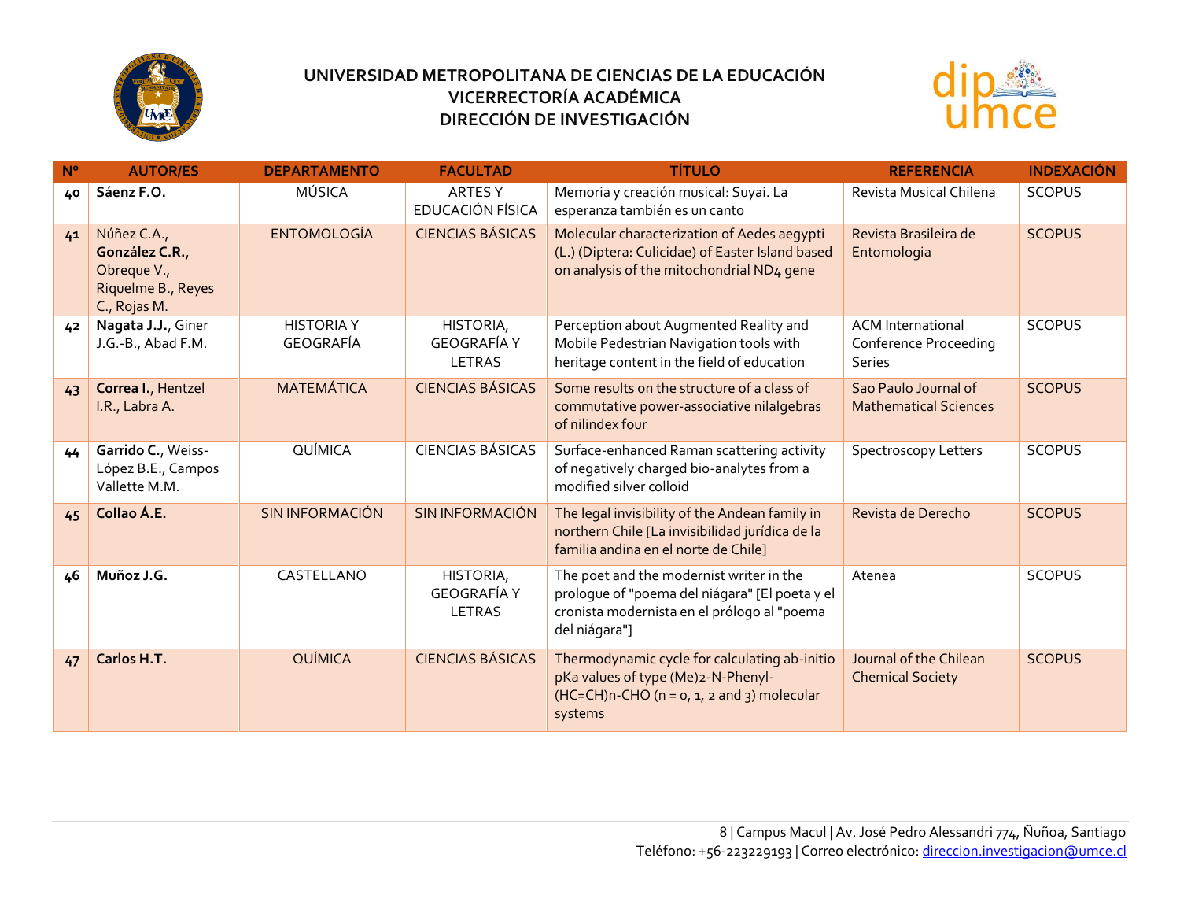**UNIVERSIDAD METROPOLITANA DE CIENCIAS DE LA EDUCACIÓN**
**VICERRECTORÍA ACADÉMICA**
**DIRECCIÓN DE INVESTIGACIÓN**

| Nº | AUTOR/ES | DEPARTAMENTO | FACULTAD | TÍTULO | REFERENCIA | INDEXACIÓN |
|---|---|---|---|---|---|---|
| 40 | **Sáenz F.O.** | MÚSICA | ARTES Y EDUCACIÓN FÍSICA | Memoria y creación musical: Suyai. La esperanza también es un canto | Revista Musical Chilena | SCOPUS |
| 41 | Núñez C.A., **González C.R.**, Obreque V., Riquelme B., Reyes C., Rojas M. | ENTOMOLOGÍA | CIENCIAS BÁSICAS | Molecular characterization of Aedes aegypti (L.) (Diptera: Culicidae) of Easter Island based on analysis of the mitochondrial ND4 gene | Revista Brasileira de Entomologia | SCOPUS |
| 42 | **Nagata J.J.**, Giner J.G.-B., Abad F.M. | HISTORIA Y GEOGRAFÍA | HISTORIA, GEOGRAFÍA Y LETRAS | Perception about Augmented Reality and Mobile Pedestrian Navigation tools with heritage content in the field of education | ACM International Conference Proceeding Series | SCOPUS |
| 43 | **Correa I.**, Hentzel I.R., Labra A. | MATEMÁTICA | CIENCIAS BÁSICAS | Some results on the structure of a class of commutative power-associative nilalgebras of nilindex four | Sao Paulo Journal of Mathematical Sciences | SCOPUS |
| 44 | **Garrido C.**, Weiss-López B.E., Campos Vallette M.M. | QUÍMICA | CIENCIAS BÁSICAS | Surface-enhanced Raman scattering activity of negatively charged bio-analytes from a modified silver colloid | Spectroscopy Letters | SCOPUS |
| 45 | **Collao Á.E.** | SIN INFORMACIÓN | SIN INFORMACIÓN | The legal invisibility of the Andean family in northern Chile [La invisibilidad jurídica de la familia andina en el norte de Chile] | Revista de Derecho | SCOPUS |
| 46 | **Muñoz J.G.** | CASTELLANO | HISTORIA, GEOGRAFÍA Y LETRAS | The poet and the modernist writer in the prologue of "poema del niágara" [El poeta y el cronista modernista en el prólogo al "poema del niágara"] | Atenea | SCOPUS |
| 47 | **Carlos H.T.** | QUÍMICA | CIENCIAS BÁSICAS | Thermodynamic cycle for calculating ab-initio pKa values of type (Me)2-N-Phenyl-(HC=CH)n-CHO (n = 0, 1, 2 and 3) molecular systems | Journal of the Chilean Chemical Society | SCOPUS |

Campus Macul | Av. José Pedro Alessandri 774, Ñuñoa, Santiago
Teléfono: +56-223229193 | Correo electrónico: direccion.investigacion@umce.cl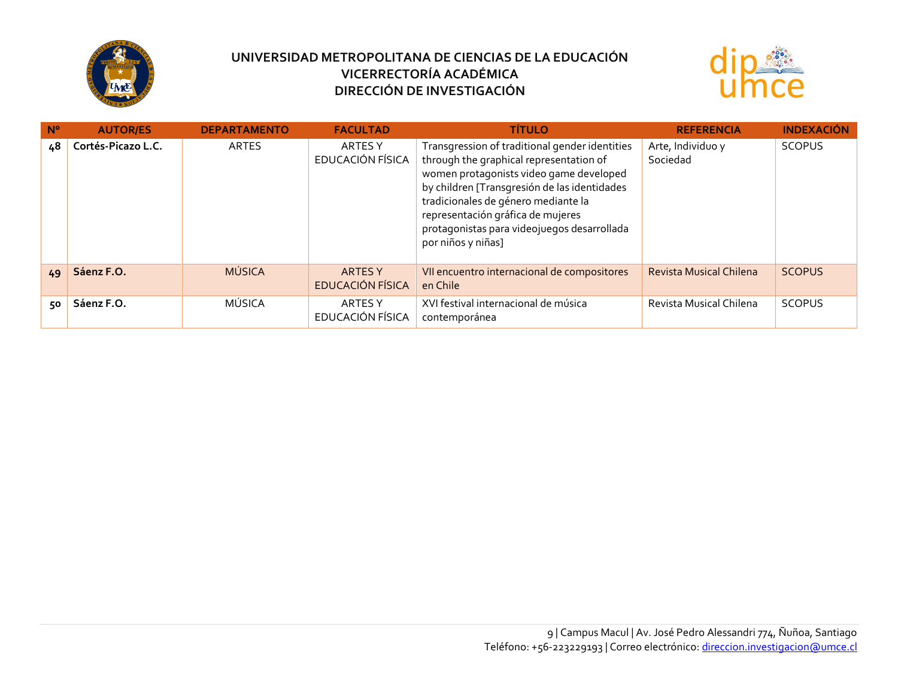| Nº | AUTOR/ES | DEPARTAMENTO | FACULTAD | TÍTULO | REFERENCIA | INDEXACIÓN |
|---|---|---|---|---|---|---|
| 48 | **Cortés-Picazo L.C.** | ARTES | ARTES Y EDUCACIÓN FÍSICA | Transgression of traditional gender identities through the graphical representation of women protagonists video game developed by children [Transgresión de las identidades tradicionales de género mediante la representación gráfica de mujeres protagonistas para videojuegos desarrollada por niños y niñas] | Arte, Individuo y Sociedad | SCOPUS |
| 49 | **Sáenz F.O.** | MÚSICA | ARTES Y EDUCACIÓN FÍSICA | VII encuentro internacional de compositores en Chile | Revista Musical Chilena | SCOPUS |
| 50 | **Sáenz F.O.** | MÚSICA | ARTES Y EDUCACIÓN FÍSICA | XVI festival internacional de música contemporánea | Revista Musical Chilena | SCOPUS |